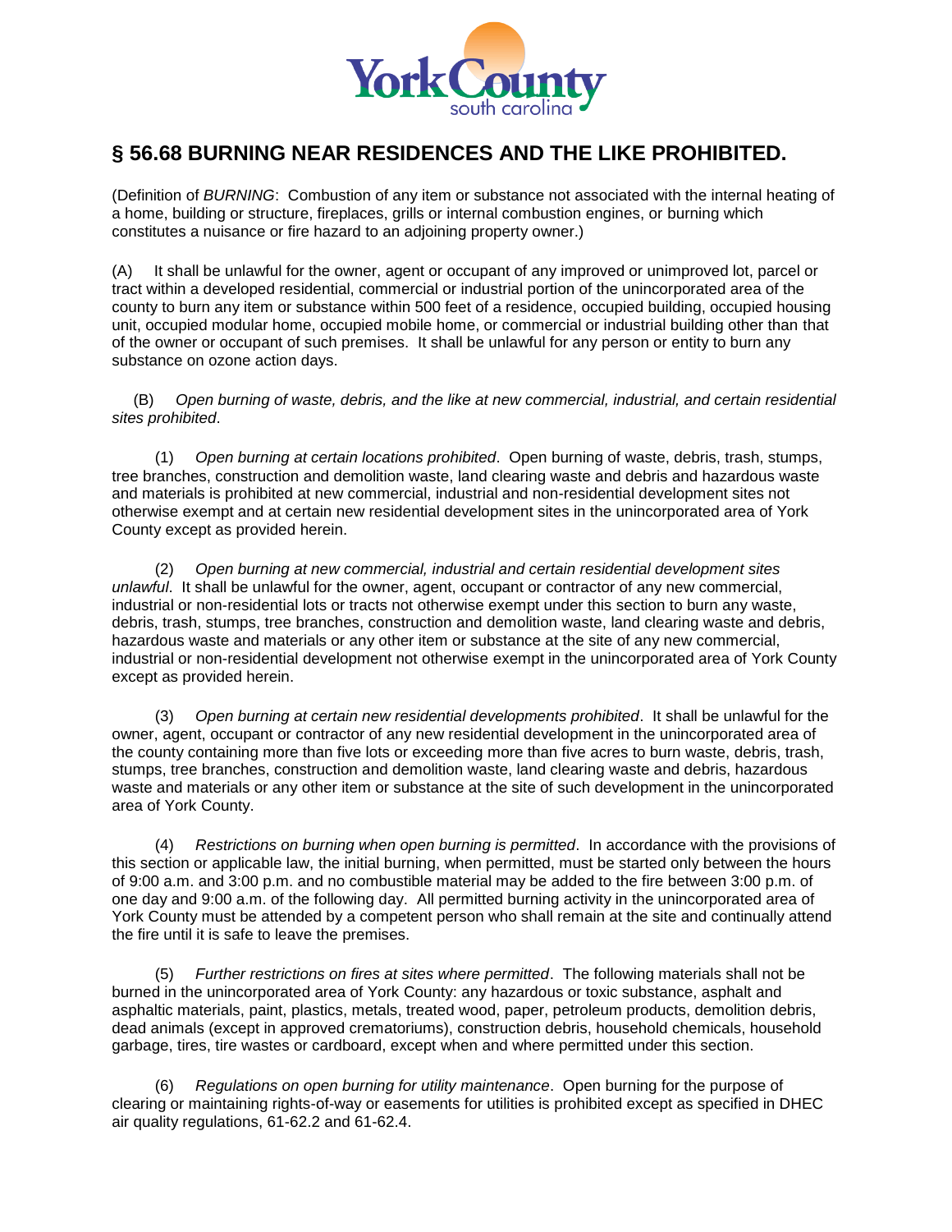# § 56.68 BURNING NEAR RESIDENCES AND THE LIKE PROHIBITED.

(Definition of *BURNING*: Combustion of any item or substance not associated with the internal heating of a home, building or structure, fireplaces, grills or internal combustion engines, or burning which constitutes a nuisance or fire hazard to an adjoining property owner.)

(A) It shall be unlawful for the owner, agent or occupant of any improved or unimproved lot, parcel or tract within a developed residential, commercial or industrial portion of the unincorporated area of the county to burn any item or substance within 500 feet of a residence, occupied building, occupied housing unit, occupied modular home, occupied mobile home, or commercial or industrial building other than that of the owner or occupant of such premises. It shall be unlawful for any person or entity to burn any substance on ozone action days.

(B) *Open burning of waste, debris, and the like at new commercial, industrial, and certain residential sites prohibited*.

(1) *Open burning at certain locations prohibited*. Open burning of waste, debris, trash, stumps, tree branches, construction and demolition waste, land clearing waste and debris and hazardous waste and materials is prohibited at new commercial, industrial and non-residential development sites not otherwise exempt and at certain new residential development sites in the unincorporated area of York County except as provided herein.

(2) *Open burning at new commercial, industrial and certain residential development sites unlawful*. It shall be unlawful for the owner, agent, occupant or contractor of any new commercial, industrial or non-residential lots or tracts not otherwise exempt under this section to burn any waste, debris, trash, stumps, tree branches, construction and demolition waste, land clearing waste and debris, hazardous waste and materials or any other item or substance at the site of any new commercial, industrial or non-residential development not otherwise exempt in the unincorporated area of York County except as provided herein.

(3) *Open burning at certain new residential developments prohibited*. It shall be unlawful for the owner, agent, occupant or contractor of any new residential development in the unincorporated area of the county containing more than five lots or exceeding more than five acres to burn waste, debris, trash, stumps, tree branches, construction and demolition waste, land clearing waste and debris, hazardous waste and materials or any other item or substance at the site of such development in the unincorporated area of York County.

(4) *Restrictions on burning when open burning is permitted*. In accordance with the provisions of this section or applicable law, the initial burning, when permitted, must be started only between the hours of 9:00 a.m. and 3:00 p.m. and no combustible material may be added to the fire between 3:00 p.m. of one day and 9:00 a.m. of the following day. All permitted burning activity in the unincorporated area of York County must be attended by a competent person who shall remain at the site and continually attend the fire until it is safe to leave the premises.

(5) *Further restrictions on fires at sites where permitted*. The following materials shall not be burned in the unincorporated area of York County: any hazardous or toxic substance, asphalt and asphaltic materials, paint, plastics, metals, treated wood, paper, petroleum products, demolition debris, dead animals (except in approved crematoriums), construction debris, household chemicals, household garbage, tires, tire wastes or cardboard, except when and where permitted under this section.

(6) *Regulations on open burning for utility maintenance*. Open burning for the purpose of clearing or maintaining rights-of-way or easements for utilities is prohibited except as specified in DHEC air quality regulations, 61-62.2 and 61-62.4.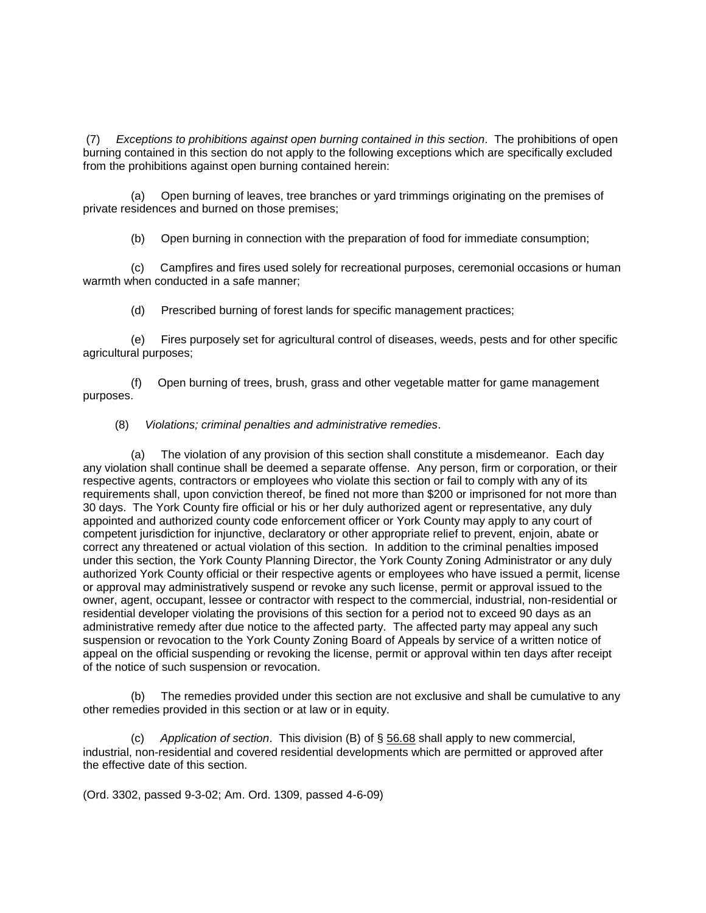(7) *Exceptions to prohibitions against open burning contained in this section*. The prohibitions of open burning contained in this section do not apply to the following exceptions which are specifically excluded from the prohibitions against open burning contained herein:

(a) Open burning of leaves, tree branches or yard trimmings originating on the premises of private residences and burned on those premises;

(b) Open burning in connection with the preparation of food for immediate consumption;

(c) Campfires and fires used solely for recreational purposes, ceremonial occasions or human warmth when conducted in a safe manner;

(d) Prescribed burning of forest lands for specific management practices;

(e) Fires purposely set for agricultural control of diseases, weeds, pests and for other specific agricultural purposes;

(f) Open burning of trees, brush, grass and other vegetable matter for game management purposes.

(8) *Violations; criminal penalties and administrative remedies*.

(a) The violation of any provision of this section shall constitute a misdemeanor. Each day any violation shall continue shall be deemed a separate offense. Any person, firm or corporation, or their respective agents, contractors or employees who violate this section or fail to comply with any of its requirements shall, upon conviction thereof, be fined not more than $200 or imprisoned for not more than 30 days. The York County fire official or his or her duly authorized agent or representative, any duly appointed and authorized county code enforcement officer or York County may apply to any court of competent jurisdiction for injunctive, declaratory or other appropriate relief to prevent, enjoin, abate or correct any threatened or actual violation of this section. In addition to the criminal penalties imposed under this section, the York County Planning Director, the York County Zoning Administrator or any duly authorized York County official or their respective agents or employees who have issued a permit, license or approval may administratively suspend or revoke any such license, permit or approval issued to the owner, agent, occupant, lessee or contractor with respect to the commercial, industrial, non-residential or residential developer violating the provisions of this section for a period not to exceed 90 days as an administrative remedy after due notice to the affected party. The affected party may appeal any such suspension or revocation to the York County Zoning Board of Appeals by service of a written notice of appeal on the official suspending or revoking the license, permit or approval within ten days after receipt of the notice of such suspension or revocation.

(b) The remedies provided under this section are not exclusive and shall be cumulative to any other remedies provided in this section or at law or in equity.

(c) *Application of section*. This division (B) of § 56.68 shall apply to new commercial, industrial, non-residential and covered residential developments which are permitted or approved after the effective date of this section.

(Ord. 3302, passed 9-3-02; Am. Ord. 1309, passed 4-6-09)